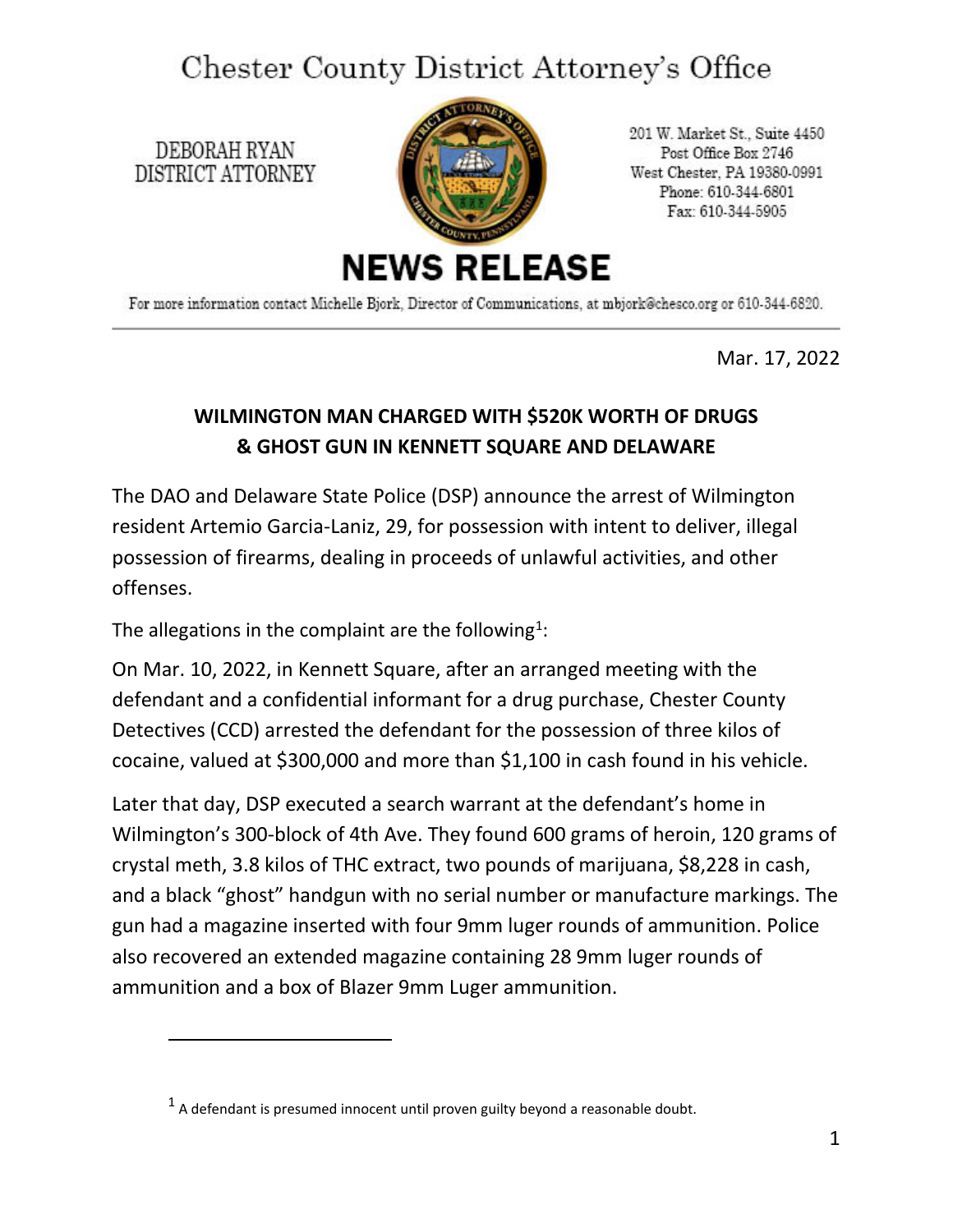# Chester County District Attorney's Office

DEBORAH RYAN
DISTRICT ATTORNEY

201 W. Market St., Suite 4450
Post Office Box 2746
West Chester, PA 19380-0991
Phone: 610-344-6801
Fax: 610-344-5905

## NEWS RELEASE

For more information contact Michelle Bjork, Director of Communications, at mbjork@chesco.org or 610-344-6820.

---

Mar. 17, 2022

**WILMINGTON MAN CHARGED WITH $520K WORTH OF DRUGS & GHOST GUN IN KENNETT SQUARE AND DELAWARE**

The DAO and Delaware State Police (DSP) announce the arrest of Wilmington resident Artemio Garcia-Laniz, 29, for possession with intent to deliver, illegal possession of firearms, dealing in proceeds of unlawful activities, and other offenses.

The allegations in the complaint are the following[1]:

On Mar. 10, 2022, in Kennett Square, after an arranged meeting with the defendant and a confidential informant for a drug purchase, Chester County Detectives (CCD) arrested the defendant for the possession of three kilos of cocaine, valued at $300,000 and more than $1,100 in cash found in his vehicle.

Later that day, DSP executed a search warrant at the defendant's home in Wilmington's 300-block of 4th Ave. They found 600 grams of heroin, 120 grams of crystal meth, 3.8 kilos of THC extract, two pounds of marijuana, $8,228 in cash, and a black "ghost" handgun with no serial number or manufacture markings. The gun had a magazine inserted with four 9mm luger rounds of ammunition. Police also recovered an extended magazine containing 28 9mm luger rounds of ammunition and a box of Blazer 9mm Luger ammunition.

---

[1] A defendant is presumed innocent until proven guilty beyond a reasonable doubt.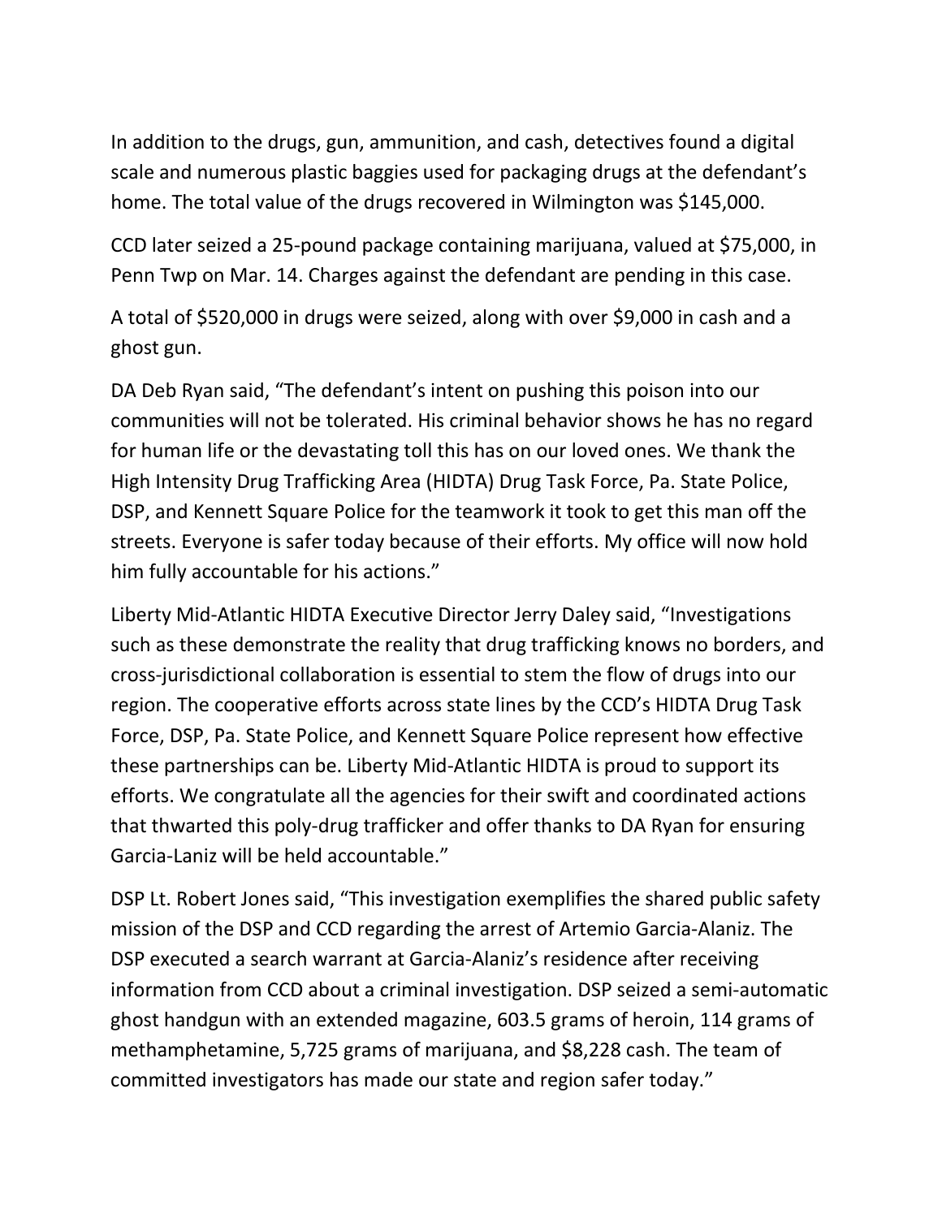In addition to the drugs, gun, ammunition, and cash, detectives found a digital scale and numerous plastic baggies used for packaging drugs at the defendant's home. The total value of the drugs recovered in Wilmington was $145,000.

CCD later seized a 25-pound package containing marijuana, valued at $75,000, in Penn Twp on Mar. 14. Charges against the defendant are pending in this case.

A total of $520,000 in drugs were seized, along with over $9,000 in cash and a ghost gun.

DA Deb Ryan said, "The defendant's intent on pushing this poison into our communities will not be tolerated. His criminal behavior shows he has no regard for human life or the devastating toll this has on our loved ones. We thank the High Intensity Drug Trafficking Area (HIDTA) Drug Task Force, Pa. State Police, DSP, and Kennett Square Police for the teamwork it took to get this man off the streets. Everyone is safer today because of their efforts. My office will now hold him fully accountable for his actions."

Liberty Mid-Atlantic HIDTA Executive Director Jerry Daley said, "Investigations such as these demonstrate the reality that drug trafficking knows no borders, and cross-jurisdictional collaboration is essential to stem the flow of drugs into our region. The cooperative efforts across state lines by the CCD's HIDTA Drug Task Force, DSP, Pa. State Police, and Kennett Square Police represent how effective these partnerships can be. Liberty Mid-Atlantic HIDTA is proud to support its efforts. We congratulate all the agencies for their swift and coordinated actions that thwarted this poly-drug trafficker and offer thanks to DA Ryan for ensuring Garcia-Laniz will be held accountable."

DSP Lt. Robert Jones said, "This investigation exemplifies the shared public safety mission of the DSP and CCD regarding the arrest of Artemio Garcia-Alaniz. The DSP executed a search warrant at Garcia-Alaniz's residence after receiving information from CCD about a criminal investigation. DSP seized a semi-automatic ghost handgun with an extended magazine, 603.5 grams of heroin, 114 grams of methamphetamine, 5,725 grams of marijuana, and $8,228 cash. The team of committed investigators has made our state and region safer today."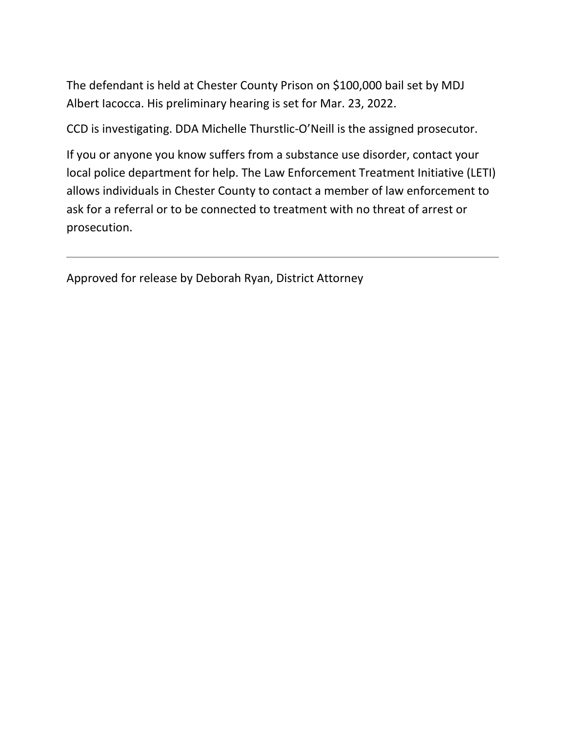The defendant is held at Chester County Prison on $100,000 bail set by MDJ Albert Iacocca. His preliminary hearing is set for Mar. 23, 2022.

CCD is investigating. DDA Michelle Thurstlic-O'Neill is the assigned prosecutor.

If you or anyone you know suffers from a substance use disorder, contact your local police department for help. The Law Enforcement Treatment Initiative (LETI) allows individuals in Chester County to contact a member of law enforcement to ask for a referral or to be connected to treatment with no threat of arrest or prosecution.

---

Approved for release by Deborah Ryan, District Attorney